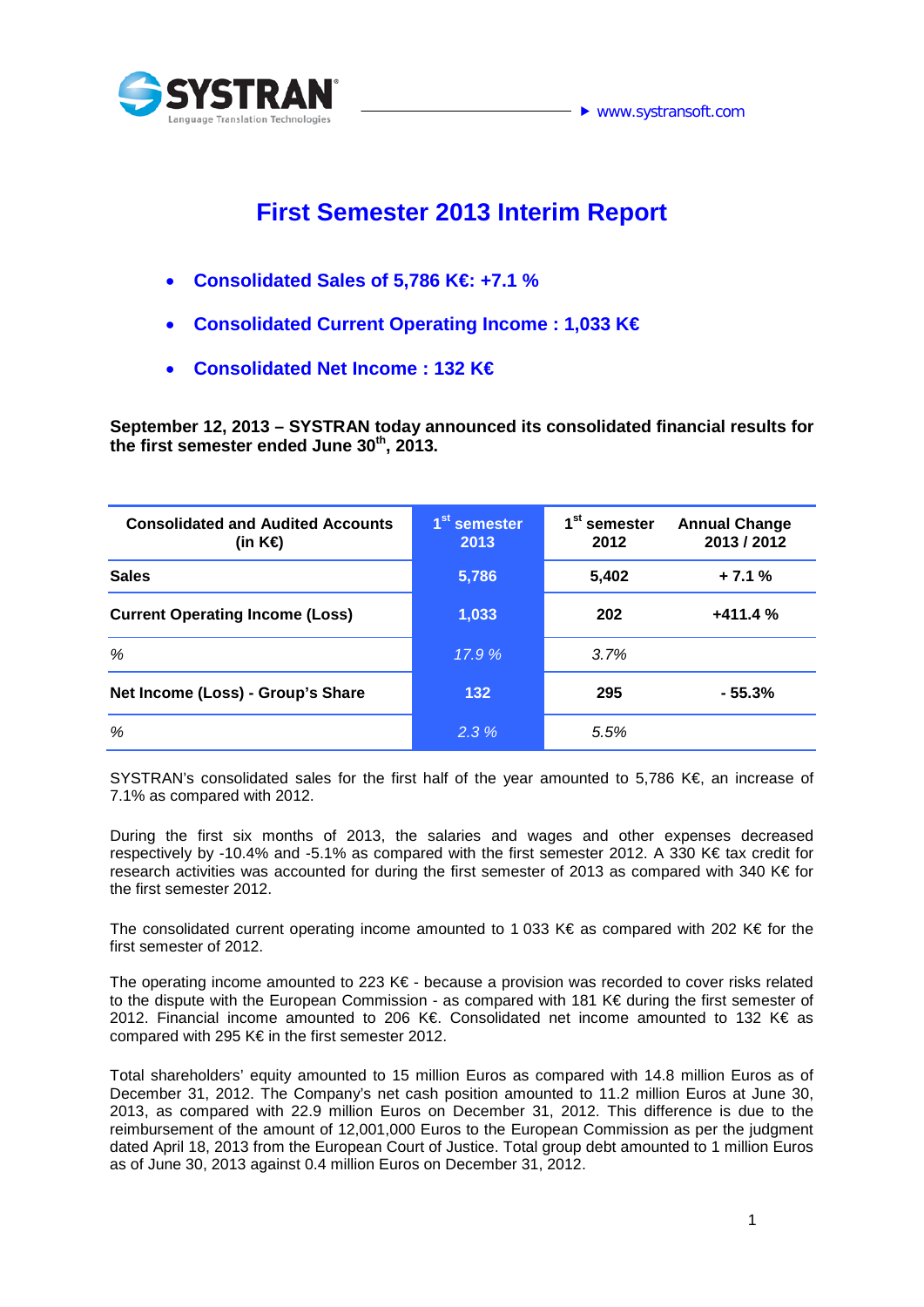# First Semester 2013 Interim Report

- **Consolidated Sales of 5,786 K€: +7.1 %**
- **Consolidated Current Operating Income : 1,033 K€**
- **Consolidated Net Income : 132 K€**

**September 12, 2013 – SYSTRAN today announced its consolidated financial results for the first semester ended June 30th, 2013.**

| Consolidated and Audited Accounts (in K€) | 1st semester 2013 | 1st semester 2012 | Annual Change 2013 / 2012 |
|---|---|---|---|
| **Sales** | 5,786 | 5,402 | + 7.1 % |
| **Current Operating Income (Loss)** | 1,033 | 202 | +411.4 % |
| *%* | *17.9 %* | *3.7%* | |
| **Net Income (Loss) - Group's Share** | 132 | 295 | - 55.3% |
| *%* | *2.3 %* | *5.5%* | |

SYSTRAN's consolidated sales for the first half of the year amounted to 5,786 K€, an increase of 7.1% as compared with 2012.

During the first six months of 2013, the salaries and wages and other expenses decreased respectively by -10.4% and -5.1% as compared with the first semester 2012. A 330 K€ tax credit for research activities was accounted for during the first semester of 2013 as compared with 340 K€ for the first semester 2012.

The consolidated current operating income amounted to 1 033 K€ as compared with 202 K€ for the first semester of 2012.

The operating income amounted to 223 K€ - because a provision was recorded to cover risks related to the dispute with the European Commission - as compared with 181 K€ during the first semester of 2012. Financial income amounted to 206 K€. Consolidated net income amounted to 132 K€ as compared with 295 K€ in the first semester 2012.

Total shareholders' equity amounted to 15 million Euros as compared with 14.8 million Euros as of December 31, 2012. The Company's net cash position amounted to 11.2 million Euros at June 30, 2013, as compared with 22.9 million Euros on December 31, 2012. This difference is due to the reimbursement of the amount of 12,001,000 Euros to the European Commission as per the judgment dated April 18, 2013 from the European Court of Justice. Total group debt amounted to 1 million Euros as of June 30, 2013 against 0.4 million Euros on December 31, 2012.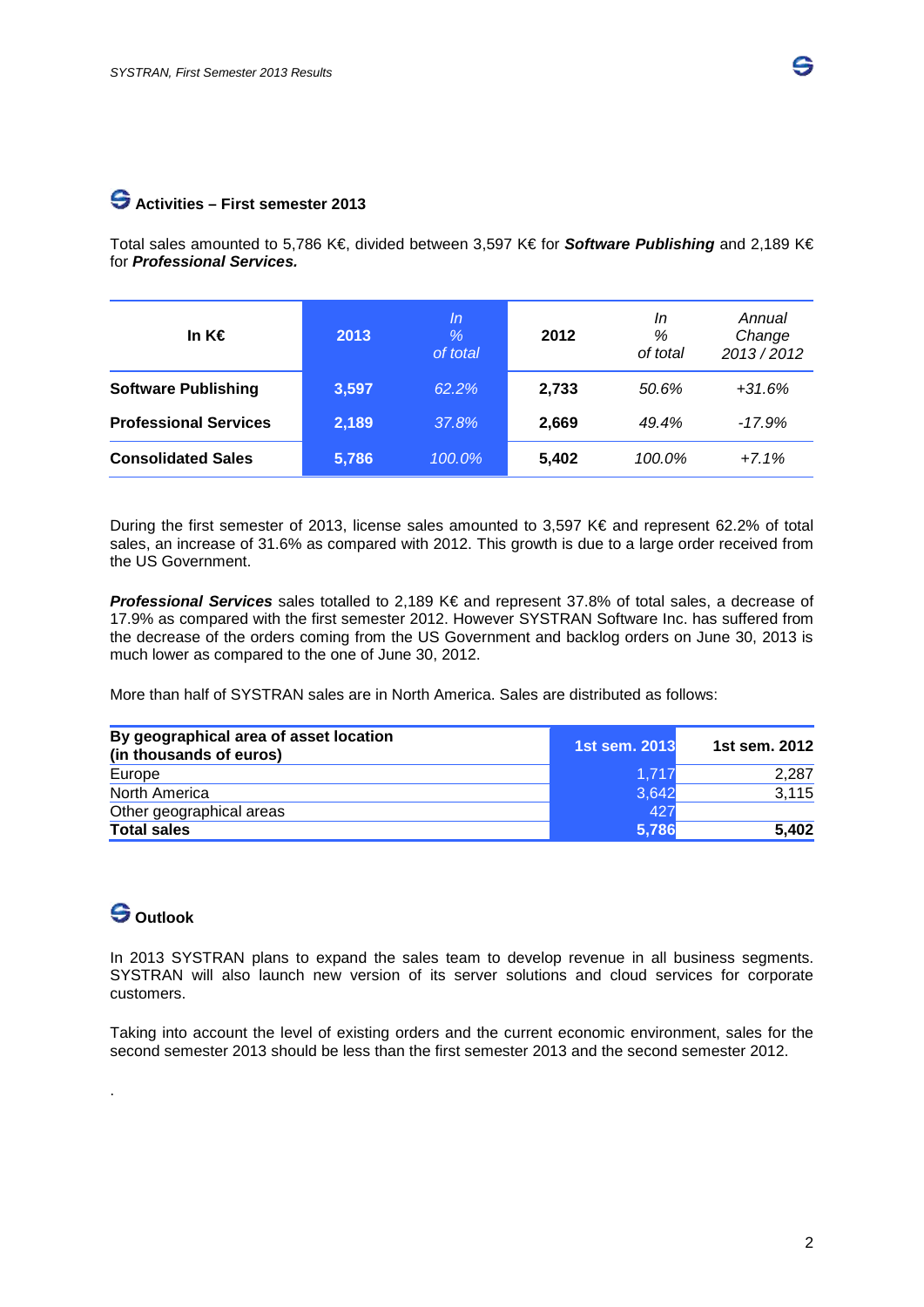## Activities – First semester 2013

Total sales amounted to 5,786 K€, divided between 3,597 K€ for ***Software Publishing*** and 2,189 K€ for ***Professional Services.***

| In K€ | 2013 | *In % of total* | 2012 | *In % of total* | *Annual Change 2013 / 2012* |
|---|---|---|---|---|---|
| **Software Publishing** | **3,597** | *62.2%* | **2,733** | *50.6%* | *+31.6%* |
| **Professional Services** | **2,189** | *37.8%* | **2,669** | *49.4%* | *-17.9%* |
| **Consolidated Sales** | **5,786** | *100.0%* | **5,402** | *100.0%* | *+7.1%* |

During the first semester of 2013, license sales amounted to 3,597 K€ and represent 62.2% of total sales, an increase of 31.6% as compared with 2012. This growth is due to a large order received from the US Government.

***Professional Services*** sales totalled to 2,189 K€ and represent 37.8% of total sales, a decrease of 17.9% as compared with the first semester 2012. However SYSTRAN Software Inc. has suffered from the decrease of the orders coming from the US Government and backlog orders on June 30, 2013 is much lower as compared to the one of June 30, 2012.

More than half of SYSTRAN sales are in North America. Sales are distributed as follows:

| By geographical area of asset location (in thousands of euros) | 1st sem. 2013 | 1st sem. 2012 |
|---|---|---|
| Europe | 1,717 | 2,287 |
| North America | 3,642 | 3,115 |
| Other geographical areas | 427 | |
| **Total sales** | **5,786** | **5,402** |

## Outlook

In 2013 SYSTRAN plans to expand the sales team to develop revenue in all business segments. SYSTRAN will also launch new version of its server solutions and cloud services for corporate customers.

Taking into account the level of existing orders and the current economic environment, sales for the second semester 2013 should be less than the first semester 2013 and the second semester 2012.

.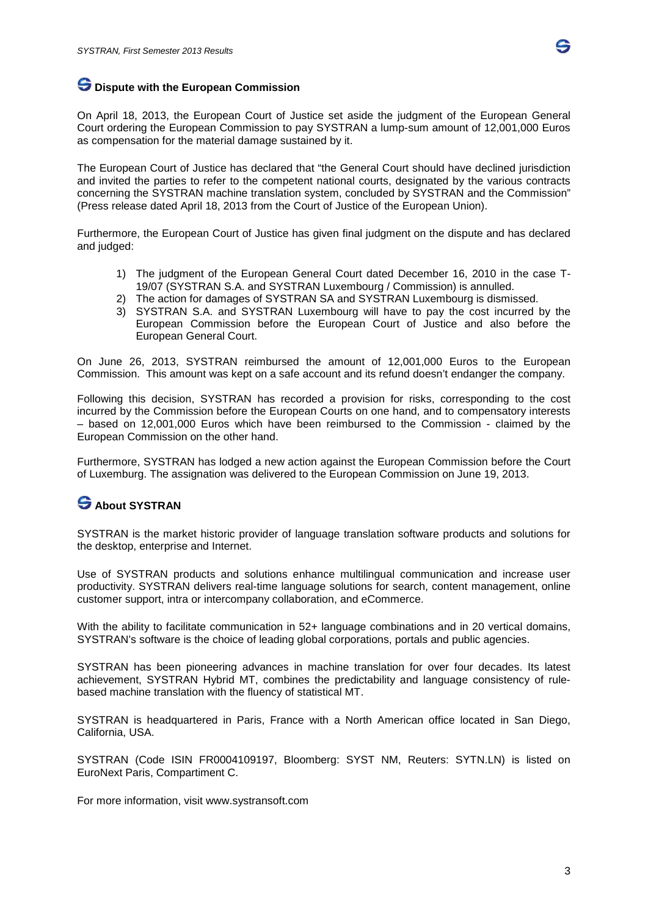## Dispute with the European Commission

On April 18, 2013, the European Court of Justice set aside the judgment of the European General Court ordering the European Commission to pay SYSTRAN a lump-sum amount of 12,001,000 Euros as compensation for the material damage sustained by it.

The European Court of Justice has declared that "the General Court should have declined jurisdiction and invited the parties to refer to the competent national courts, designated by the various contracts concerning the SYSTRAN machine translation system, concluded by SYSTRAN and the Commission" (Press release dated April 18, 2013 from the Court of Justice of the European Union).

Furthermore, the European Court of Justice has given final judgment on the dispute and has declared and judged:

1) The judgment of the European General Court dated December 16, 2010 in the case T-19/07 (SYSTRAN S.A. and SYSTRAN Luxembourg / Commission) is annulled.
2) The action for damages of SYSTRAN SA and SYSTRAN Luxembourg is dismissed.
3) SYSTRAN S.A. and SYSTRAN Luxembourg will have to pay the cost incurred by the European Commission before the European Court of Justice and also before the European General Court.

On June 26, 2013, SYSTRAN reimbursed the amount of 12,001,000 Euros to the European Commission. This amount was kept on a safe account and its refund doesn't endanger the company.

Following this decision, SYSTRAN has recorded a provision for risks, corresponding to the cost incurred by the Commission before the European Courts on one hand, and to compensatory interests – based on 12,001,000 Euros which have been reimbursed to the Commission - claimed by the European Commission on the other hand.

Furthermore, SYSTRAN has lodged a new action against the European Commission before the Court of Luxemburg. The assignation was delivered to the European Commission on June 19, 2013.

## About SYSTRAN

SYSTRAN is the market historic provider of language translation software products and solutions for the desktop, enterprise and Internet.

Use of SYSTRAN products and solutions enhance multilingual communication and increase user productivity. SYSTRAN delivers real-time language solutions for search, content management, online customer support, intra or intercompany collaboration, and eCommerce.

With the ability to facilitate communication in 52+ language combinations and in 20 vertical domains, SYSTRAN's software is the choice of leading global corporations, portals and public agencies.

SYSTRAN has been pioneering advances in machine translation for over four decades. Its latest achievement, SYSTRAN Hybrid MT, combines the predictability and language consistency of rule-based machine translation with the fluency of statistical MT.

SYSTRAN is headquartered in Paris, France with a North American office located in San Diego, California, USA.

SYSTRAN (Code ISIN FR0004109197, Bloomberg: SYST NM, Reuters: SYTN.LN) is listed on EuroNext Paris, Compartiment C.

For more information, visit www.systransoft.com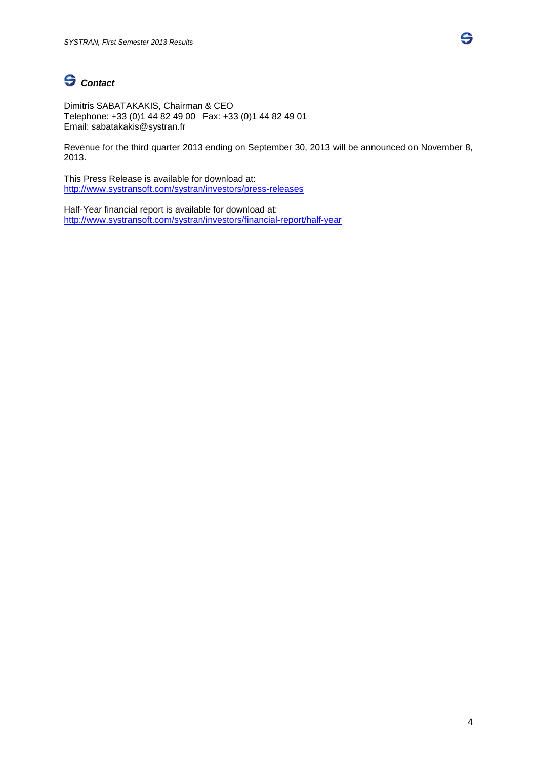## *Contact*

Dimitris SABATAKAKIS, Chairman & CEO
Telephone: +33 (0)1 44 82 49 00   Fax: +33 (0)1 44 82 49 01
Email: sabatakakis@systran.fr

Revenue for the third quarter 2013 ending on September 30, 2013 will be announced on November 8, 2013.

This Press Release is available for download at:
http://www.systransoft.com/systran/investors/press-releases

Half-Year financial report is available for download at:
http://www.systransoft.com/systran/investors/financial-report/half-year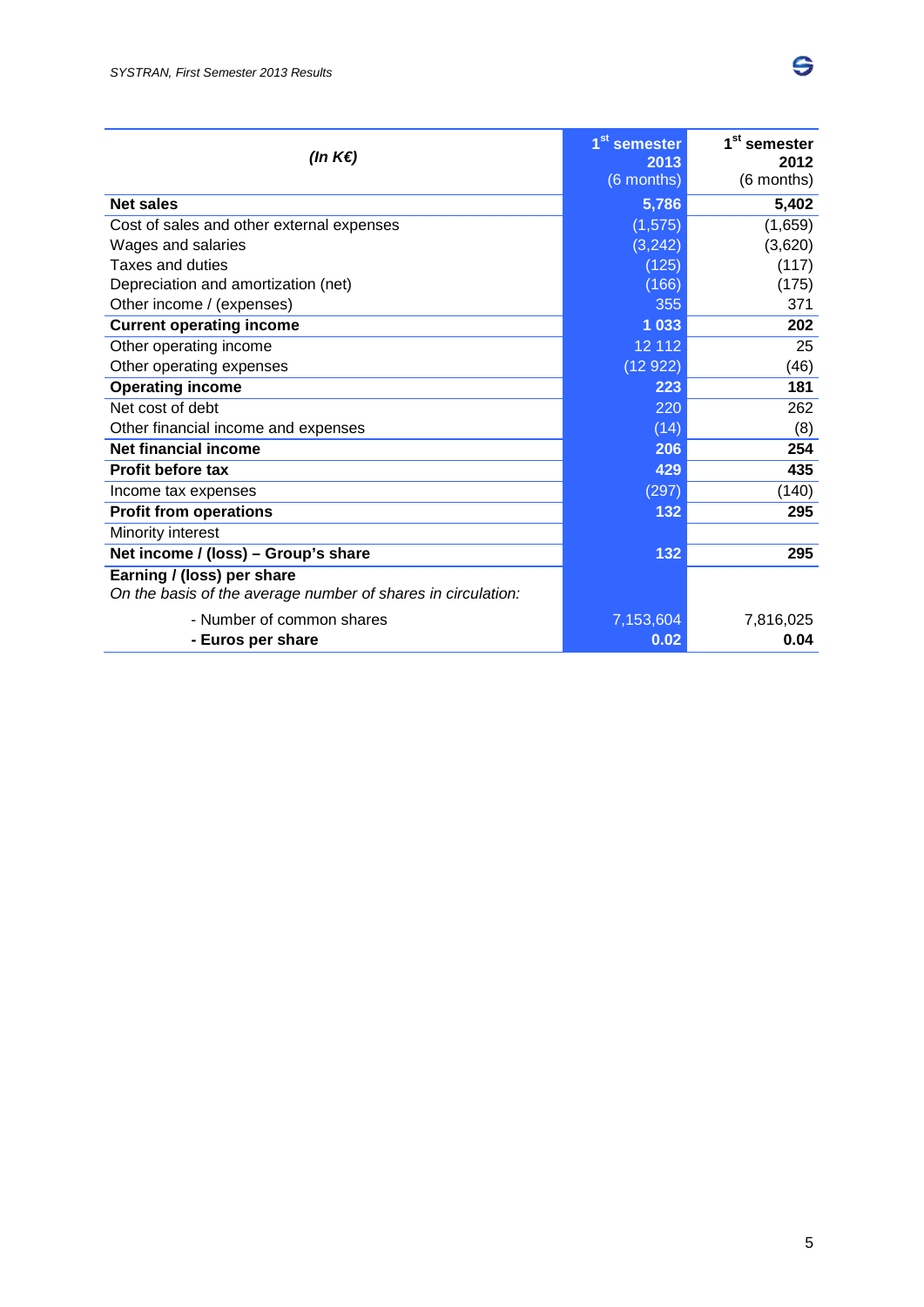| *(In K€)* | 1st semester 2013 (6 months) | 1st semester 2012 (6 months) |
|---|---|---|
| **Net sales** | **5,786** | **5,402** |
| Cost of sales and other external expenses | (1,575) | (1,659) |
| Wages and salaries | (3,242) | (3,620) |
| Taxes and duties | (125) | (117) |
| Depreciation and amortization (net) | (166) | (175) |
| Other income / (expenses) | 355 | 371 |
| **Current operating income** | **1 033** | **202** |
| Other operating income | 12 112 | 25 |
| Other operating expenses | (12 922) | (46) |
| **Operating income** | **223** | **181** |
| Net cost of debt | 220 | 262 |
| Other financial income and expenses | (14) | (8) |
| **Net financial income** | **206** | **254** |
| **Profit before tax** | **429** | **435** |
| Income tax expenses | (297) | (140) |
| **Profit from operations** | **132** | **295** |
| Minority interest | | |
| **Net income / (loss) – Group's share** | **132** | **295** |
| **Earning / (loss) per share**<br>*On the basis of the average number of shares in circulation:* | | |
| - Number of common shares | 7,153,604 | 7,816,025 |
| **- Euros per share** | **0.02** | **0.04** |